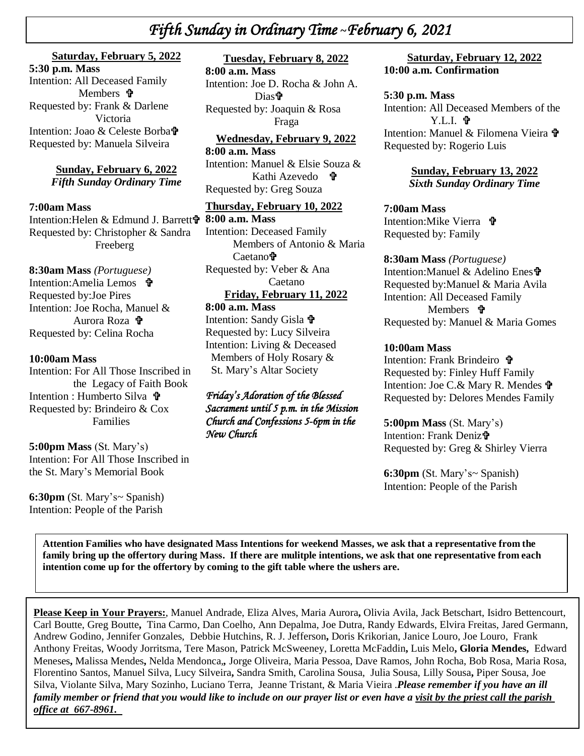# *Fifth Sunday in Ordinary Time ~February 6, 2021*

**Saturday, February 5, 2022**

**5:30 p.m. Mass**
Intention: All Deceased Family Members ✞
Requested by: Frank & Darlene Victoria
Intention: Joao & Celeste Borba✞
Requested by: Manuela Silveira

**Sunday, February 6, 2022**
***Fifth Sunday Ordinary Time***

**7:00am Mass**
Intention:Helen & Edmund J. Barrett✞
Requested by: Christopher & Sandra Freeberg

**8:30am Mass** *(Portuguese)*
Intention:Amelia Lemos ✞
Requested by:Joe Pires
Intention: Joe Rocha, Manuel & Aurora Roza ✞
Requested by: Celina Rocha

**10:00am Mass**
Intention: For All Those Inscribed in the Legacy of Faith Book
Intention : Humberto Silva ✞
Requested by: Brindeiro & Cox Families

**5:00pm Mass** (St. Mary's)
Intention: For All Those Inscribed in the St. Mary's Memorial Book

**6:30pm** (St. Mary's~ Spanish)
Intention: People of the Parish

**Tuesday, February 8, 2022**

**8:00 a.m. Mass**
Intention: Joe D. Rocha & John A. Dias✞
Requested by: Joaquin & Rosa Fraga

**Wednesday, February 9, 2022**

**8:00 a.m. Mass**
Intention: Manuel & Elsie Souza & Kathi Azevedo ✞
Requested by: Greg Souza

**Thursday, February 10, 2022**

**8:00 a.m. Mass**
Intention: Deceased Family Members of Antonio & Maria Caetano✞
Requested by: Veber & Ana Caetano

**Friday, February 11, 2022**

**8:00 a.m. Mass**
Intention: Sandy Gisla ✞
Requested by: Lucy Silveira
Intention: Living & Deceased Members of Holy Rosary & St. Mary's Altar Society

*Friday's Adoration of the Blessed Sacrament until 5 p.m. in the Mission Church and Confessions 5-6pm in the New Church*

**Saturday, February 12, 2022**

**10:00 a.m. Confirmation**

**5:30 p.m. Mass**
Intention: All Deceased Members of the Y.L.I. ✞
Intention: Manuel & Filomena Vieira ✞
Requested by: Rogerio Luis

**Sunday, February 13, 2022**
***Sixth Sunday Ordinary Time***

**7:00am Mass**
Intention:Mike Vierra ✞
Requested by: Family

**8:30am Mass** *(Portuguese)*
Intention:Manuel & Adelino Enes✞
Requested by:Manuel & Maria Avila
Intention: All Deceased Family Members ✞
Requested by: Manuel & Maria Gomes

**10:00am Mass**
Intention: Frank Brindeiro ✞
Requested by: Finley Huff Family
Intention: Joe C.& Mary R. Mendes ✞
Requested by: Delores Mendes Family

**5:00pm Mass** (St. Mary's)
Intention: Frank Deniz✞
Requested by: Greg & Shirley Vierra

**6:30pm** (St. Mary's~ Spanish)
Intention: People of the Parish

**Attention Families who have designated Mass Intentions for weekend Masses, we ask that a representative from the family bring up the offertory during Mass. If there are mulitple intentions, we ask that one representative from each intention come up for the offertory by coming to the gift table where the ushers are.**

**Please Keep in Your Prayers:**, Manuel Andrade, Eliza Alves, Maria Aurora**,** Olivia Avila, Jack Betschart, Isidro Bettencourt, Carl Boutte, Greg Boutte**,** Tina Carmo, Dan Coelho, Ann Depalma, Joe Dutra, Randy Edwards, Elvira Freitas, Jared Germann, Andrew Godino, Jennifer Gonzales, Debbie Hutchins, R. J. Jefferson**,** Doris Krikorian, Janice Louro, Joe Louro, Frank Anthony Freitas, Woody Jorritsma, Tere Mason, Patrick McSweeney, Loretta McFaddin**,** Luis Melo**, Gloria Mendes,** Edward Meneses**,** Malissa Mendes**,** Nelda Mendonca**,,** Jorge Oliveira, Maria Pessoa, Dave Ramos, John Rocha, Bob Rosa, Maria Rosa, Florentino Santos, Manuel Silva, Lucy Silveira**,** Sandra Smith, Carolina Sousa, Julia Sousa, Lilly Sousa**,** Piper Sousa, Joe Silva, Violante Silva, Mary Sozinho, Luciano Terra, Jeanne Tristant, & Maria Vieira .***Please remember if you have an ill family member or friend that you would like to include on our prayer list or even have a visit by the priest call the parish office at 667-8961.***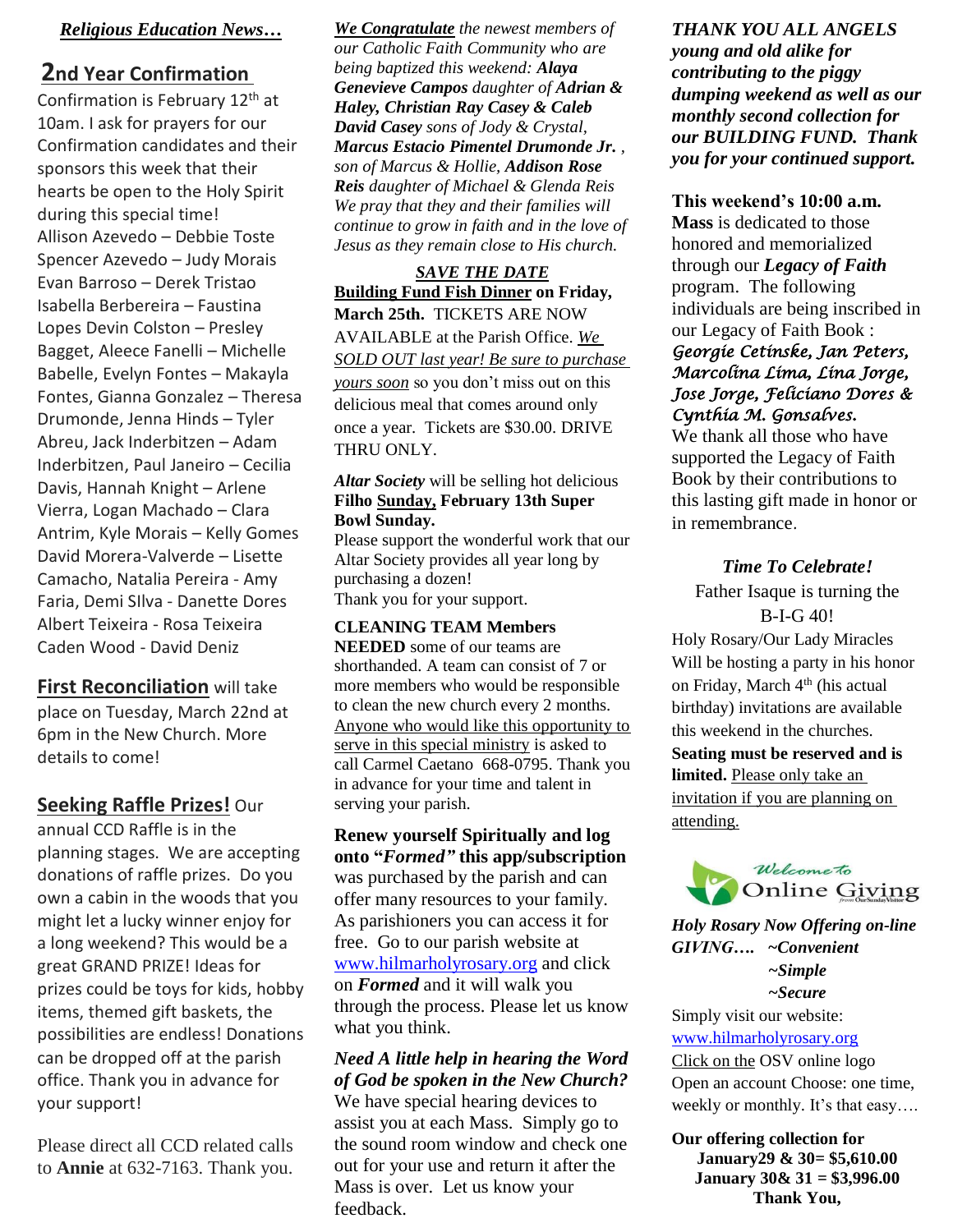***Religious Education News…***

## 2nd Year Confirmation

Confirmation is February 12th at 10am. I ask for prayers for our Confirmation candidates and their sponsors this week that their hearts be open to the Holy Spirit during this special time!

Allison Azevedo – Debbie Toste
Spencer Azevedo – Judy Morais
Evan Barroso – Derek Tristao
Isabella Berbereira – Faustina Lopes Devin Colston – Presley Bagget, Aleece Fanelli – Michelle Babelle, Evelyn Fontes – Makayla Fontes, Gianna Gonzalez – Theresa Drumonde, Jenna Hinds – Tyler Abreu, Jack Inderbitzen – Adam Inderbitzen, Paul Janeiro – Cecilia Davis, Hannah Knight – Arlene Vierra, Logan Machado – Clara Antrim, Kyle Morais – Kelly Gomes David Morera-Valverde – Lisette Camacho, Natalia Pereira - Amy Faria, Demi SIlva - Danette Dores Albert Teixeira - Rosa Teixeira Caden Wood - David Deniz

**First Reconciliation** will take place on Tuesday, March 22nd at 6pm in the New Church. More details to come!

**Seeking Raffle Prizes!** Our annual CCD Raffle is in the planning stages. We are accepting donations of raffle prizes. Do you own a cabin in the woods that you might let a lucky winner enjoy for a long weekend? This would be a great GRAND PRIZE! Ideas for prizes could be toys for kids, hobby items, themed gift baskets, the possibilities are endless! Donations can be dropped off at the parish office. Thank you in advance for your support!

Please direct all CCD related calls to **Annie** at 632-7163. Thank you.

***We Congratulate*** *the newest members of our Catholic Faith Community who are being baptized this weekend:* ***Alaya Genevieve Campos*** *daughter of* ***Adrian & Haley, Christian Ray Casey & Caleb David Casey*** *sons of Jody & Crystal,* ***Marcus Estacio Pimentel Drumonde Jr.*** *, son of Marcus & Hollie,* ***Addison Rose Reis*** *daughter of Michael & Glenda Reis We pray that they and their families will continue to grow in faith and in the love of Jesus as they remain close to His church.*

***SAVE THE DATE***

**Building Fund Fish Dinner on Friday, March 25th.** TICKETS ARE NOW AVAILABLE at the Parish Office. *We SOLD OUT last year! Be sure to purchase yours soon* so you don't miss out on this delicious meal that comes around only once a year. Tickets are $30.00. DRIVE THRU ONLY.

***Altar Society*** will be selling hot delicious **Filho Sunday, February 13th Super Bowl Sunday.**
Please support the wonderful work that our Altar Society provides all year long by purchasing a dozen!
Thank you for your support.

**CLEANING TEAM Members NEEDED** some of our teams are shorthanded. A team can consist of 7 or more members who would be responsible to clean the new church every 2 months. Anyone who would like this opportunity to serve in this special ministry is asked to call Carmel Caetano 668-0795. Thank you in advance for your time and talent in serving your parish.

**Renew yourself Spiritually and log onto "*Formed*" this app/subscription** was purchased by the parish and can offer many resources to your family. As parishioners you can access it for free. Go to our parish website at www.hilmarholyrosary.org and click on ***Formed*** and it will walk you through the process. Please let us know what you think.

***Need A little help in hearing the Word of God be spoken in the New Church?*** We have special hearing devices to assist you at each Mass. Simply go to the sound room window and check one out for your use and return it after the Mass is over. Let us know your feedback.

***THANK YOU ALL ANGELS young and old alike for contributing to the piggy dumping weekend as well as our monthly second collection for our BUILDING FUND. Thank you for your continued support.***

**This weekend's 10:00 a.m. Mass** is dedicated to those honored and memorialized through our ***Legacy of Faith*** program. The following individuals are being inscribed in our Legacy of Faith Book : ***Georgie Cetinske, Jan Peters, Marcolina Lima, Lina Jorge, Jose Jorge, Feliciano Dores & Cynthia M. Gonsalves.***
We thank all those who have supported the Legacy of Faith Book by their contributions to this lasting gift made in honor or in remembrance.

***Time To Celebrate!***

Father Isaque is turning the B-I-G 40!
Holy Rosary/Our Lady Miracles Will be hosting a party in his honor on Friday, March 4th (his actual birthday) invitations are available this weekend in the churches. **Seating must be reserved and is limited.** Please only take an invitation if you are planning on attending.

Welcome to Online Giving

***Holy Rosary Now Offering on-line GIVING…. ~Convenient ~Simple ~Secure***

Simply visit our website:
www.hilmarholyrosary.org
Click on the OSV online logo
Open an account Choose: one time, weekly or monthly. It's that easy….

**Our offering collection for**
**January29 & 30= $5,610.00**
**January 30& 31 = $3,996.00**
**Thank You,**